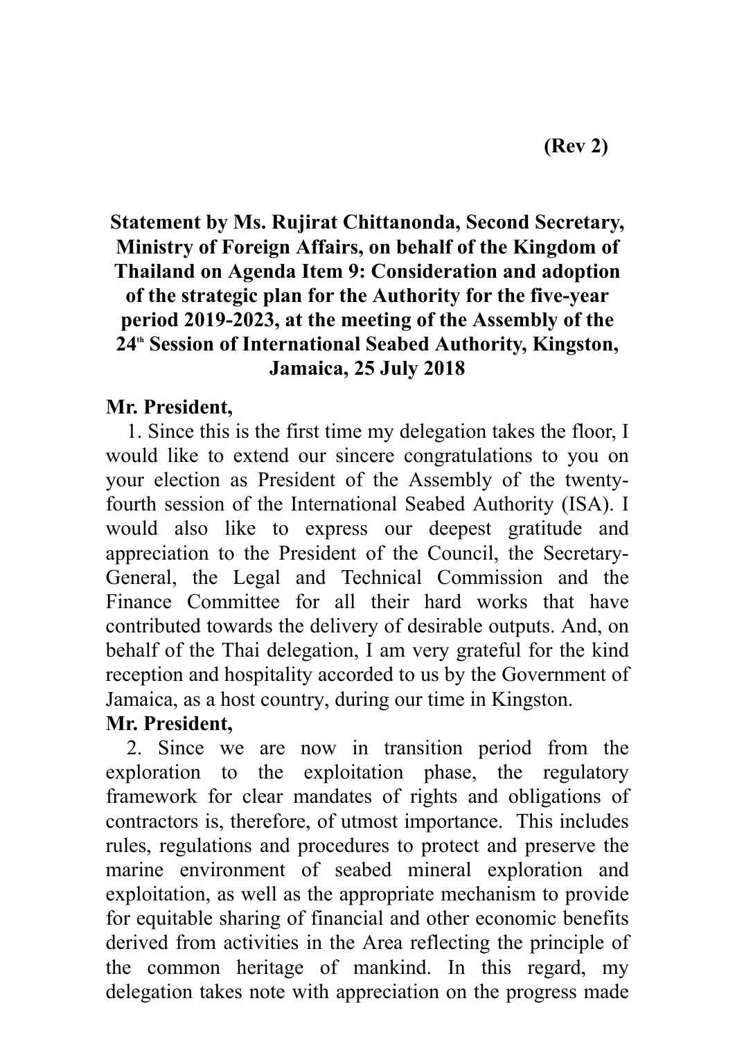**(Rev 2)**

**Statement by Ms. Rujirat Chittanonda, Second Secretary, Ministry of Foreign Affairs, on behalf of the Kingdom of Thailand on Agenda Item 9: Consideration and adoption of the strategic plan for the Authority for the five-year period 2019-2023, at the meeting of the Assembly of the 24th Session of International Seabed Authority, Kingston, Jamaica, 25 July 2018**

**Mr. President,**

1. Since this is the first time my delegation takes the floor, I would like to extend our sincere congratulations to you on your election as President of the Assembly of the twenty-fourth session of the International Seabed Authority (ISA). I would also like to express our deepest gratitude and appreciation to the President of the Council, the Secretary-General, the Legal and Technical Commission and the Finance Committee for all their hard works that have contributed towards the delivery of desirable outputs. And, on behalf of the Thai delegation, I am very grateful for the kind reception and hospitality accorded to us by the Government of Jamaica, as a host country, during our time in Kingston.

**Mr. President,**

2. Since we are now in transition period from the exploration to the exploitation phase, the regulatory framework for clear mandates of rights and obligations of contractors is, therefore, of utmost importance. This includes rules, regulations and procedures to protect and preserve the marine environment of seabed mineral exploration and exploitation, as well as the appropriate mechanism to provide for equitable sharing of financial and other economic benefits derived from activities in the Area reflecting the principle of the common heritage of mankind. In this regard, my delegation takes note with appreciation on the progress made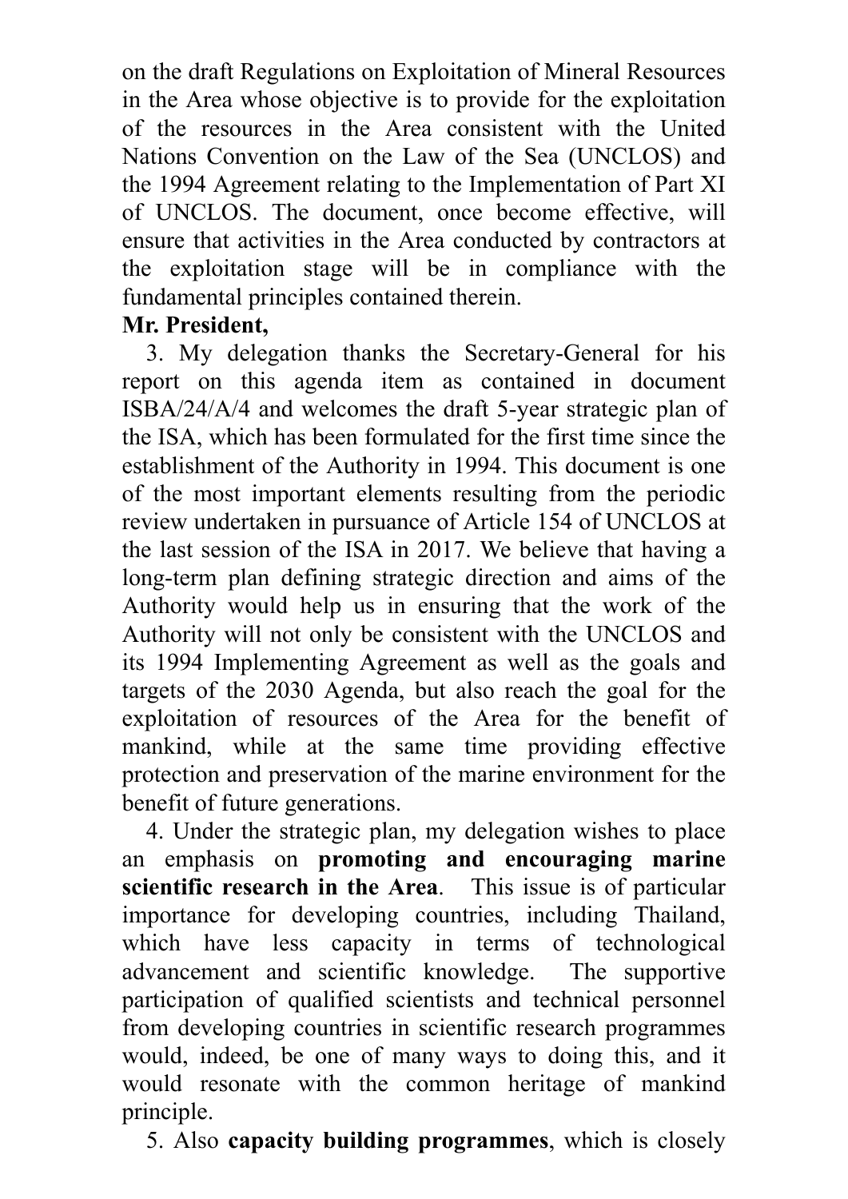on the draft Regulations on Exploitation of Mineral Resources in the Area whose objective is to provide for the exploitation of the resources in the Area consistent with the United Nations Convention on the Law of the Sea (UNCLOS) and the 1994 Agreement relating to the Implementation of Part XI of UNCLOS. The document, once become effective, will ensure that activities in the Area conducted by contractors at the exploitation stage will be in compliance with the fundamental principles contained therein.

**Mr. President,**

3. My delegation thanks the Secretary-General for his report on this agenda item as contained in document ISBA/24/A/4 and welcomes the draft 5-year strategic plan of the ISA, which has been formulated for the first time since the establishment of the Authority in 1994. This document is one of the most important elements resulting from the periodic review undertaken in pursuance of Article 154 of UNCLOS at the last session of the ISA in 2017. We believe that having a long-term plan defining strategic direction and aims of the Authority would help us in ensuring that the work of the Authority will not only be consistent with the UNCLOS and its 1994 Implementing Agreement as well as the goals and targets of the 2030 Agenda, but also reach the goal for the exploitation of resources of the Area for the benefit of mankind, while at the same time providing effective protection and preservation of the marine environment for the benefit of future generations.

4. Under the strategic plan, my delegation wishes to place an emphasis on **promoting and encouraging marine scientific research in the Area**. This issue is of particular importance for developing countries, including Thailand, which have less capacity in terms of technological advancement and scientific knowledge. The supportive participation of qualified scientists and technical personnel from developing countries in scientific research programmes would, indeed, be one of many ways to doing this, and it would resonate with the common heritage of mankind principle.

5. Also **capacity building programmes**, which is closely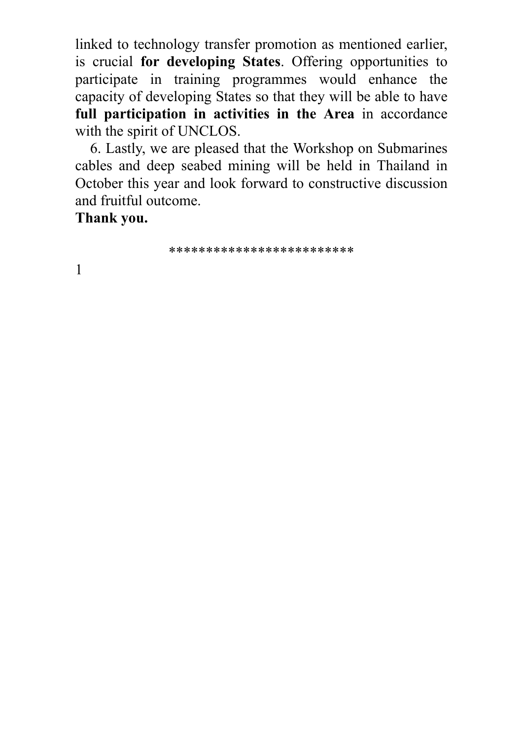linked to technology transfer promotion as mentioned earlier, is crucial **for developing States**. Offering opportunities to participate in training programmes would enhance the capacity of developing States so that they will be able to have **full participation in activities in the Area** in accordance with the spirit of UNCLOS.

6. Lastly, we are pleased that the Workshop on Submarines cables and deep seabed mining will be held in Thailand in October this year and look forward to constructive discussion and fruitful outcome.

**Thank you.**

************************

1